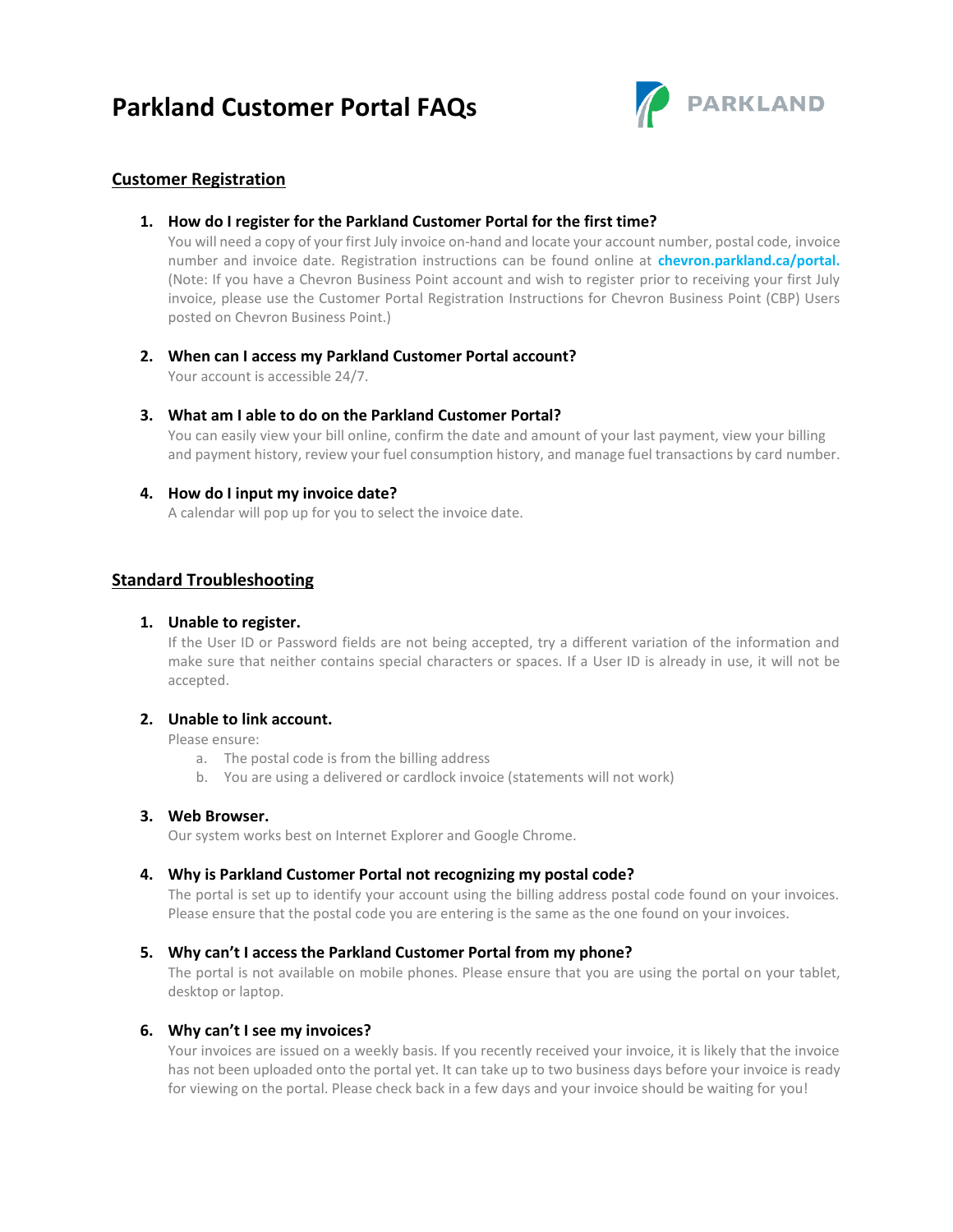# Parkland Customer Portal FAQs

PARKLAND

## Customer Registration

1. **How do I register for the Parkland Customer Portal for the first time?**
   You will need a copy of your first July invoice on-hand and locate your account number, postal code, invoice number and invoice date. Registration instructions can be found online at **chevron.parkland.ca/portal.** (Note: If you have a Chevron Business Point account and wish to register prior to receiving your first July invoice, please use the Customer Portal Registration Instructions for Chevron Business Point (CBP) Users posted on Chevron Business Point.)

2. **When can I access my Parkland Customer Portal account?**
   Your account is accessible 24/7.

3. **What am I able to do on the Parkland Customer Portal?**
   You can easily view your bill online, confirm the date and amount of your last payment, view your billing and payment history, review your fuel consumption history, and manage fuel transactions by card number.

4. **How do I input my invoice date?**
   A calendar will pop up for you to select the invoice date.

## Standard Troubleshooting

1. **Unable to register.**
   If the User ID or Password fields are not being accepted, try a different variation of the information and make sure that neither contains special characters or spaces. If a User ID is already in use, it will not be accepted.

2. **Unable to link account.**
   Please ensure:
   a. The postal code is from the billing address
   b. You are using a delivered or cardlock invoice (statements will not work)

3. **Web Browser.**
   Our system works best on Internet Explorer and Google Chrome.

4. **Why is Parkland Customer Portal not recognizing my postal code?**
   The portal is set up to identify your account using the billing address postal code found on your invoices. Please ensure that the postal code you are entering is the same as the one found on your invoices.

5. **Why can't I access the Parkland Customer Portal from my phone?**
   The portal is not available on mobile phones. Please ensure that you are using the portal on your tablet, desktop or laptop.

6. **Why can't I see my invoices?**
   Your invoices are issued on a weekly basis. If you recently received your invoice, it is likely that the invoice has not been uploaded onto the portal yet. It can take up to two business days before your invoice is ready for viewing on the portal. Please check back in a few days and your invoice should be waiting for you!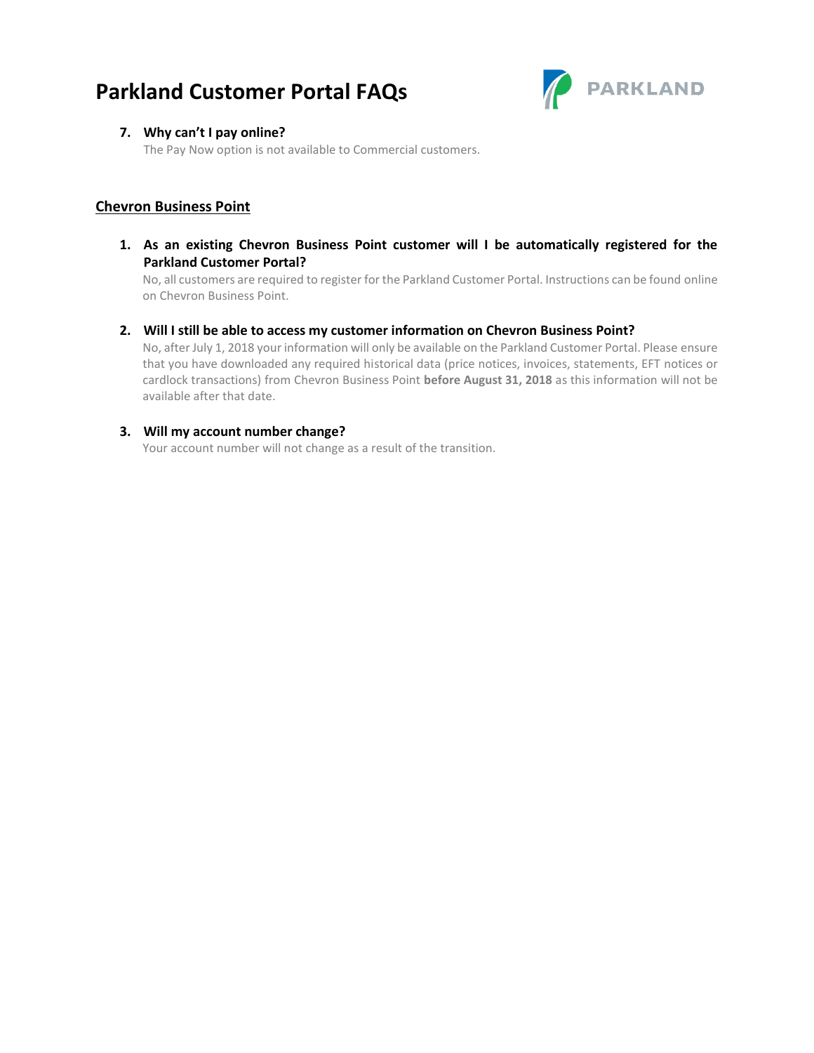# Parkland Customer Portal FAQs

7. **Why can't I pay online?**
   The Pay Now option is not available to Commercial customers.

## Chevron Business Point

1. **As an existing Chevron Business Point customer will I be automatically registered for the Parkland Customer Portal?**
   No, all customers are required to register for the Parkland Customer Portal. Instructions can be found online on Chevron Business Point.

2. **Will I still be able to access my customer information on Chevron Business Point?**
   No, after July 1, 2018 your information will only be available on the Parkland Customer Portal. Please ensure that you have downloaded any required historical data (price notices, invoices, statements, EFT notices or cardlock transactions) from Chevron Business Point **before August 31, 2018** as this information will not be available after that date.

3. **Will my account number change?**
   Your account number will not change as a result of the transition.